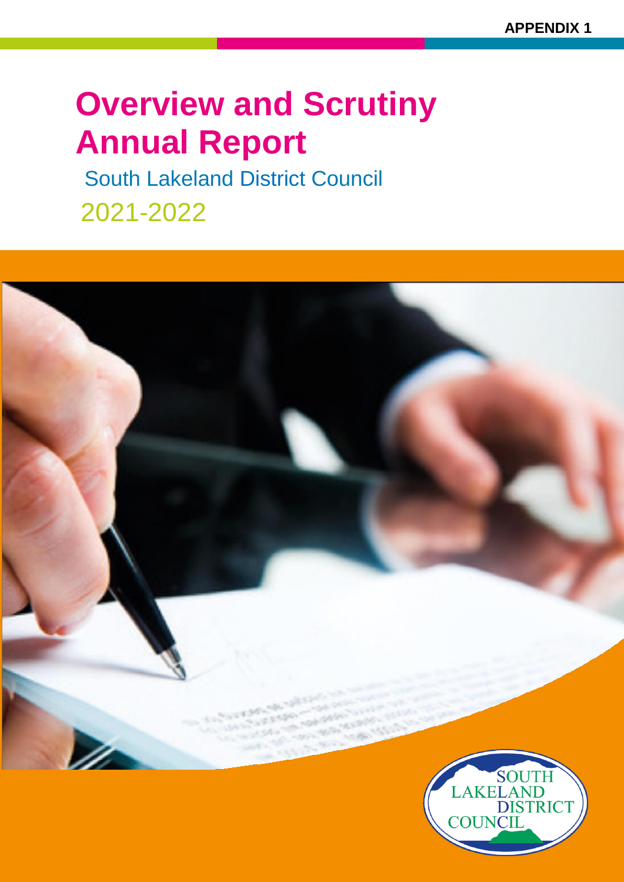APPENDIX 1

# Overview and Scrutiny Annual Report

## South Lakeland District Council

## 2021-2022

SOUTH LAKELAND DISTRICT COUNCIL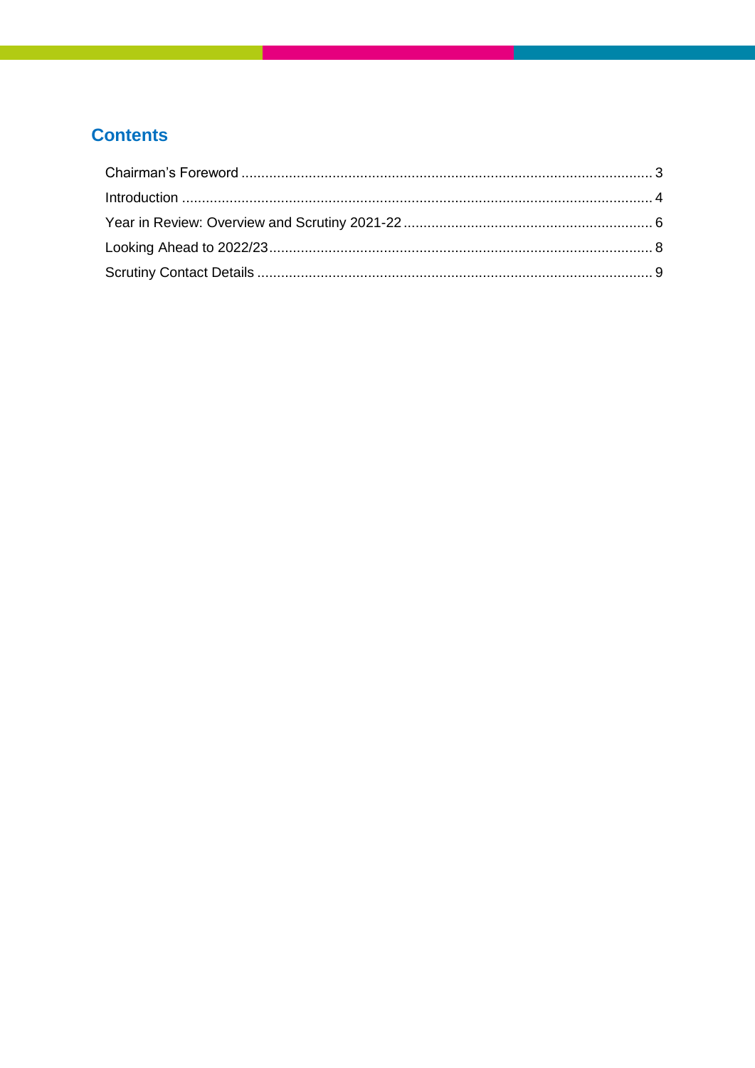## Contents

Chairman's Foreword ........................................................................................................ 3

Introduction ...................................................................................................................... 4

Year in Review: Overview and Scrutiny 2021-22 ............................................................... 6

Looking Ahead to 2022/23................................................................................................ 8

Scrutiny Contact Details .................................................................................................... 9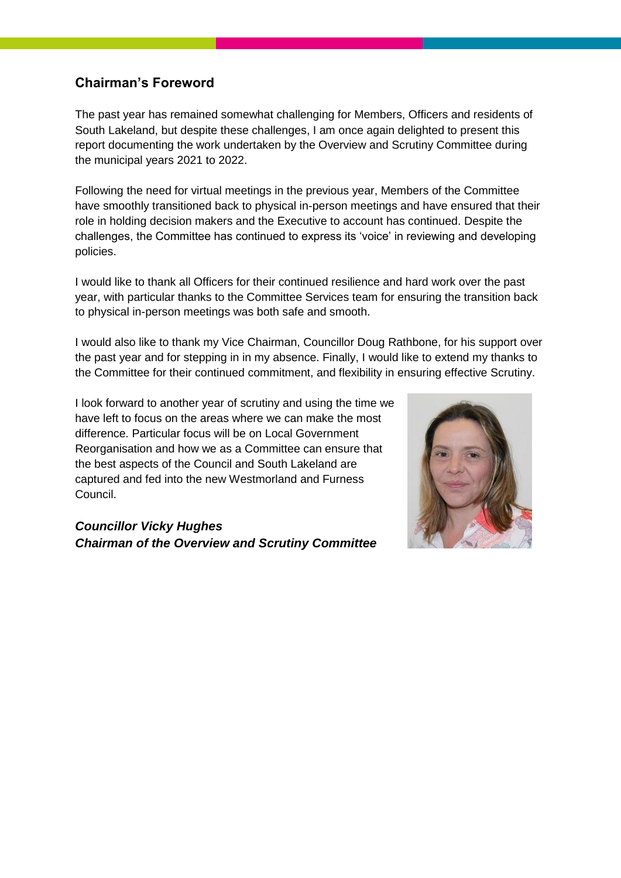## Chairman's Foreword

The past year has remained somewhat challenging for Members, Officers and residents of South Lakeland, but despite these challenges, I am once again delighted to present this report documenting the work undertaken by the Overview and Scrutiny Committee during the municipal years 2021 to 2022.

Following the need for virtual meetings in the previous year, Members of the Committee have smoothly transitioned back to physical in-person meetings and have ensured that their role in holding decision makers and the Executive to account has continued. Despite the challenges, the Committee has continued to express its 'voice' in reviewing and developing policies.

I would like to thank all Officers for their continued resilience and hard work over the past year, with particular thanks to the Committee Services team for ensuring the transition back to physical in-person meetings was both safe and smooth.

I would also like to thank my Vice Chairman, Councillor Doug Rathbone, for his support over the past year and for stepping in in my absence. Finally, I would like to extend my thanks to the Committee for their continued commitment, and flexibility in ensuring effective Scrutiny.

I look forward to another year of scrutiny and using the time we have left to focus on the areas where we can make the most difference. Particular focus will be on Local Government Reorganisation and how we as a Committee can ensure that the best aspects of the Council and South Lakeland are captured and fed into the new Westmorland and Furness Council.

***Councillor Vicky Hughes***
***Chairman of the Overview and Scrutiny Committee***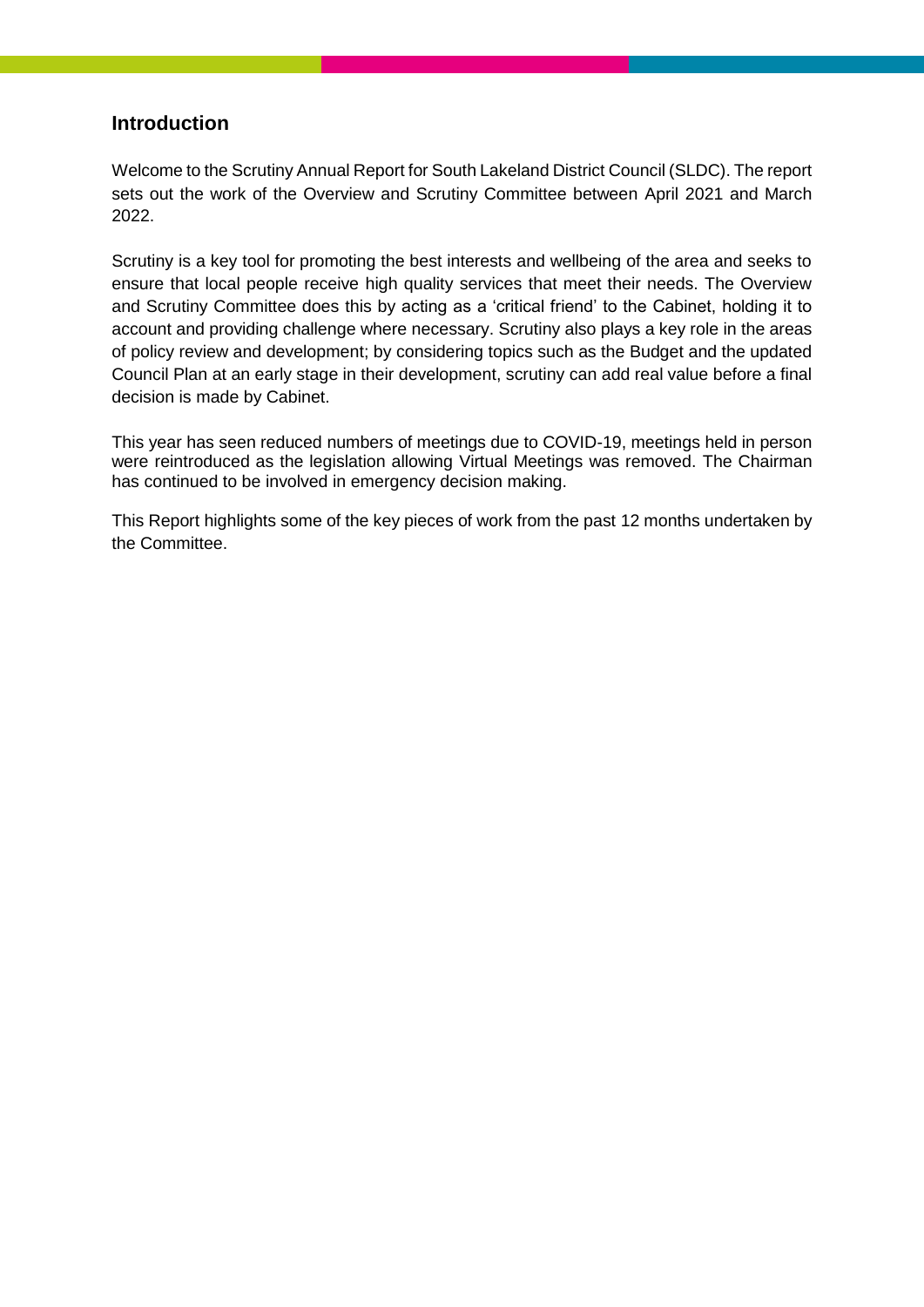## Introduction

Welcome to the Scrutiny Annual Report for South Lakeland District Council (SLDC). The report sets out the work of the Overview and Scrutiny Committee between April 2021 and March 2022.

Scrutiny is a key tool for promoting the best interests and wellbeing of the area and seeks to ensure that local people receive high quality services that meet their needs. The Overview and Scrutiny Committee does this by acting as a 'critical friend' to the Cabinet, holding it to account and providing challenge where necessary. Scrutiny also plays a key role in the areas of policy review and development; by considering topics such as the Budget and the updated Council Plan at an early stage in their development, scrutiny can add real value before a final decision is made by Cabinet.

This year has seen reduced numbers of meetings due to COVID-19, meetings held in person were reintroduced as the legislation allowing Virtual Meetings was removed. The Chairman has continued to be involved in emergency decision making.

This Report highlights some of the key pieces of work from the past 12 months undertaken by the Committee.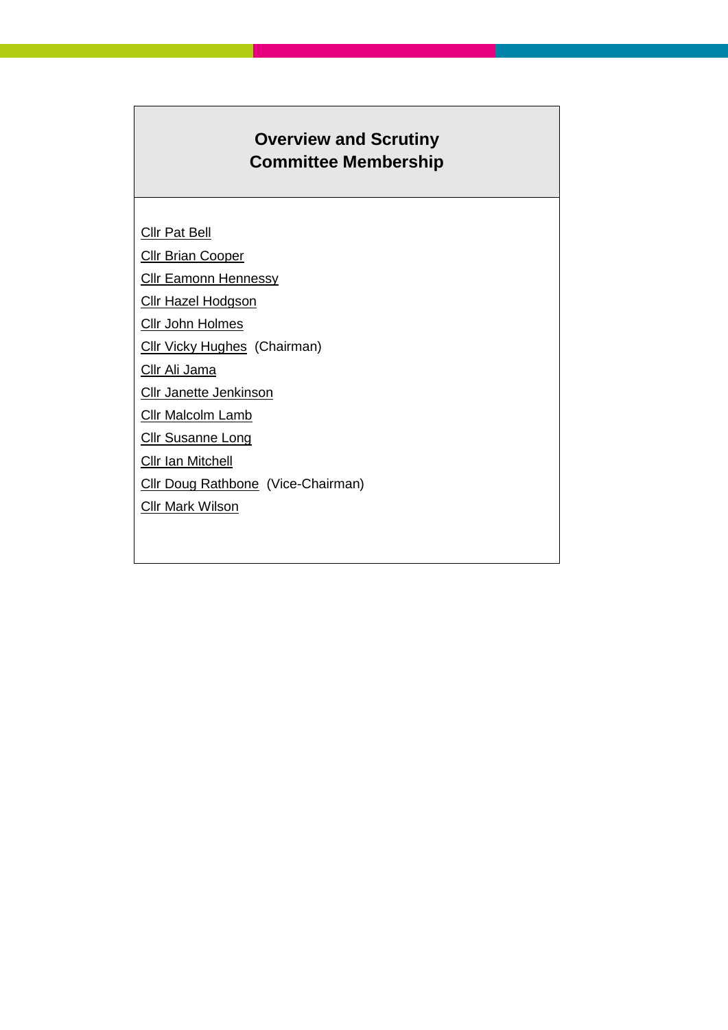## Overview and Scrutiny Committee Membership

Cllr Pat Bell

Cllr Brian Cooper

Cllr Eamonn Hennessy

Cllr Hazel Hodgson

Cllr John Holmes

Cllr Vicky Hughes (Chairman)

Cllr Ali Jama

Cllr Janette Jenkinson

Cllr Malcolm Lamb

Cllr Susanne Long

Cllr Ian Mitchell

Cllr Doug Rathbone (Vice-Chairman)

Cllr Mark Wilson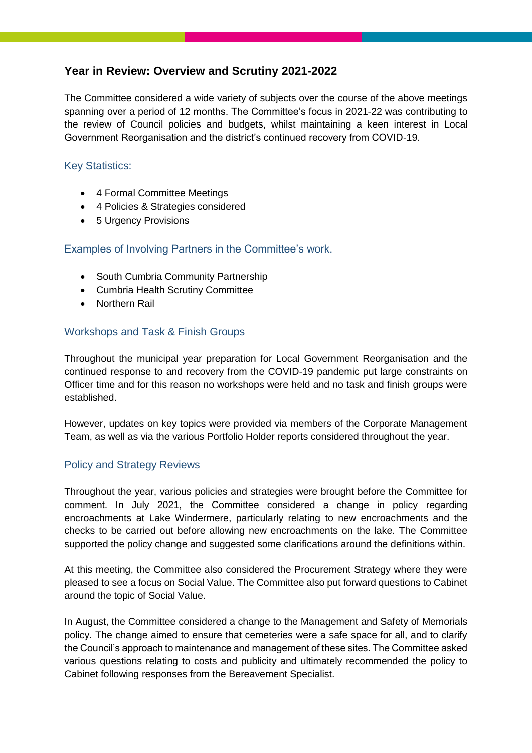## Year in Review: Overview and Scrutiny 2021-2022

The Committee considered a wide variety of subjects over the course of the above meetings spanning over a period of 12 months. The Committee's focus in 2021-22 was contributing to the review of Council policies and budgets, whilst maintaining a keen interest in Local Government Reorganisation and the district's continued recovery from COVID-19.

### Key Statistics:

- 4 Formal Committee Meetings
- 4 Policies & Strategies considered
- 5 Urgency Provisions

### Examples of Involving Partners in the Committee's work.

- South Cumbria Community Partnership
- Cumbria Health Scrutiny Committee
- Northern Rail

### Workshops and Task & Finish Groups

Throughout the municipal year preparation for Local Government Reorganisation and the continued response to and recovery from the COVID-19 pandemic put large constraints on Officer time and for this reason no workshops were held and no task and finish groups were established.

However, updates on key topics were provided via members of the Corporate Management Team, as well as via the various Portfolio Holder reports considered throughout the year.

### Policy and Strategy Reviews

Throughout the year, various policies and strategies were brought before the Committee for comment. In July 2021, the Committee considered a change in policy regarding encroachments at Lake Windermere, particularly relating to new encroachments and the checks to be carried out before allowing new encroachments on the lake. The Committee supported the policy change and suggested some clarifications around the definitions within.

At this meeting, the Committee also considered the Procurement Strategy where they were pleased to see a focus on Social Value. The Committee also put forward questions to Cabinet around the topic of Social Value.

In August, the Committee considered a change to the Management and Safety of Memorials policy. The change aimed to ensure that cemeteries were a safe space for all, and to clarify the Council's approach to maintenance and management of these sites. The Committee asked various questions relating to costs and publicity and ultimately recommended the policy to Cabinet following responses from the Bereavement Specialist.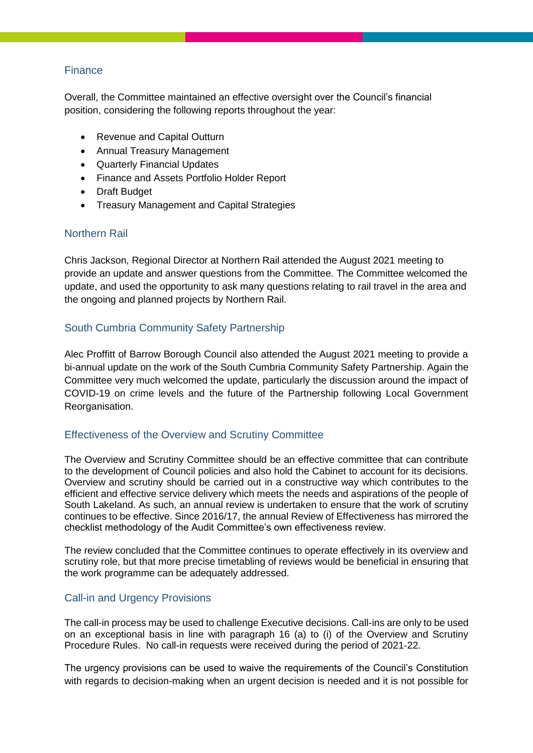## Finance

Overall, the Committee maintained an effective oversight over the Council's financial position, considering the following reports throughout the year:

- Revenue and Capital Outturn
- Annual Treasury Management
- Quarterly Financial Updates
- Finance and Assets Portfolio Holder Report
- Draft Budget
- Treasury Management and Capital Strategies

## Northern Rail

Chris Jackson, Regional Director at Northern Rail attended the August 2021 meeting to provide an update and answer questions from the Committee. The Committee welcomed the update, and used the opportunity to ask many questions relating to rail travel in the area and the ongoing and planned projects by Northern Rail.

## South Cumbria Community Safety Partnership

Alec Proffitt of Barrow Borough Council also attended the August 2021 meeting to provide a bi-annual update on the work of the South Cumbria Community Safety Partnership. Again the Committee very much welcomed the update, particularly the discussion around the impact of COVID-19 on crime levels and the future of the Partnership following Local Government Reorganisation.

## Effectiveness of the Overview and Scrutiny Committee

The Overview and Scrutiny Committee should be an effective committee that can contribute to the development of Council policies and also hold the Cabinet to account for its decisions. Overview and scrutiny should be carried out in a constructive way which contributes to the efficient and effective service delivery which meets the needs and aspirations of the people of South Lakeland. As such, an annual review is undertaken to ensure that the work of scrutiny continues to be effective. Since 2016/17, the annual Review of Effectiveness has mirrored the checklist methodology of the Audit Committee's own effectiveness review.

The review concluded that the Committee continues to operate effectively in its overview and scrutiny role, but that more precise timetabling of reviews would be beneficial in ensuring that the work programme can be adequately addressed.

## Call-in and Urgency Provisions

The call-in process may be used to challenge Executive decisions. Call-ins are only to be used on an exceptional basis in line with paragraph 16 (a) to (i) of the Overview and Scrutiny Procedure Rules. No call-in requests were received during the period of 2021-22.

The urgency provisions can be used to waive the requirements of the Council's Constitution with regards to decision-making when an urgent decision is needed and it is not possible for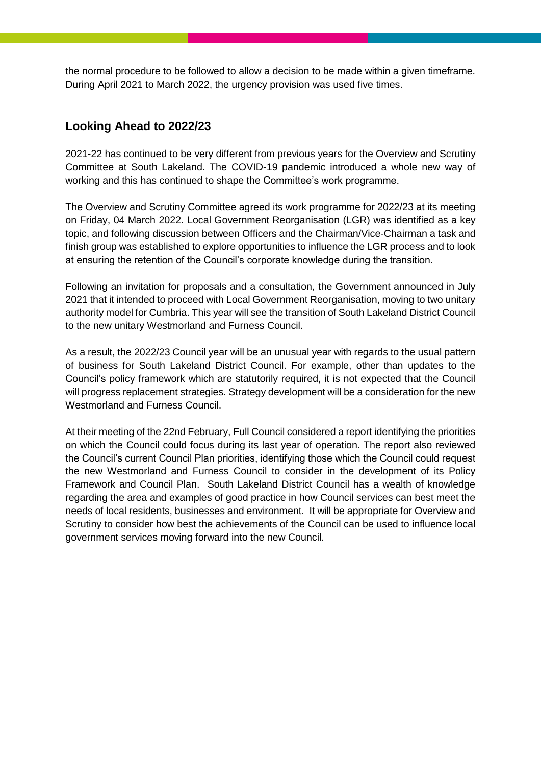the normal procedure to be followed to allow a decision to be made within a given timeframe. During April 2021 to March 2022, the urgency provision was used five times.

## Looking Ahead to 2022/23

2021-22 has continued to be very different from previous years for the Overview and Scrutiny Committee at South Lakeland. The COVID-19 pandemic introduced a whole new way of working and this has continued to shape the Committee's work programme.

The Overview and Scrutiny Committee agreed its work programme for 2022/23 at its meeting on Friday, 04 March 2022. Local Government Reorganisation (LGR) was identified as a key topic, and following discussion between Officers and the Chairman/Vice-Chairman a task and finish group was established to explore opportunities to influence the LGR process and to look at ensuring the retention of the Council's corporate knowledge during the transition.

Following an invitation for proposals and a consultation, the Government announced in July 2021 that it intended to proceed with Local Government Reorganisation, moving to two unitary authority model for Cumbria. This year will see the transition of South Lakeland District Council to the new unitary Westmorland and Furness Council.

As a result, the 2022/23 Council year will be an unusual year with regards to the usual pattern of business for South Lakeland District Council. For example, other than updates to the Council's policy framework which are statutorily required, it is not expected that the Council will progress replacement strategies. Strategy development will be a consideration for the new Westmorland and Furness Council.

At their meeting of the 22nd February, Full Council considered a report identifying the priorities on which the Council could focus during its last year of operation. The report also reviewed the Council's current Council Plan priorities, identifying those which the Council could request the new Westmorland and Furness Council to consider in the development of its Policy Framework and Council Plan. South Lakeland District Council has a wealth of knowledge regarding the area and examples of good practice in how Council services can best meet the needs of local residents, businesses and environment. It will be appropriate for Overview and Scrutiny to consider how best the achievements of the Council can be used to influence local government services moving forward into the new Council.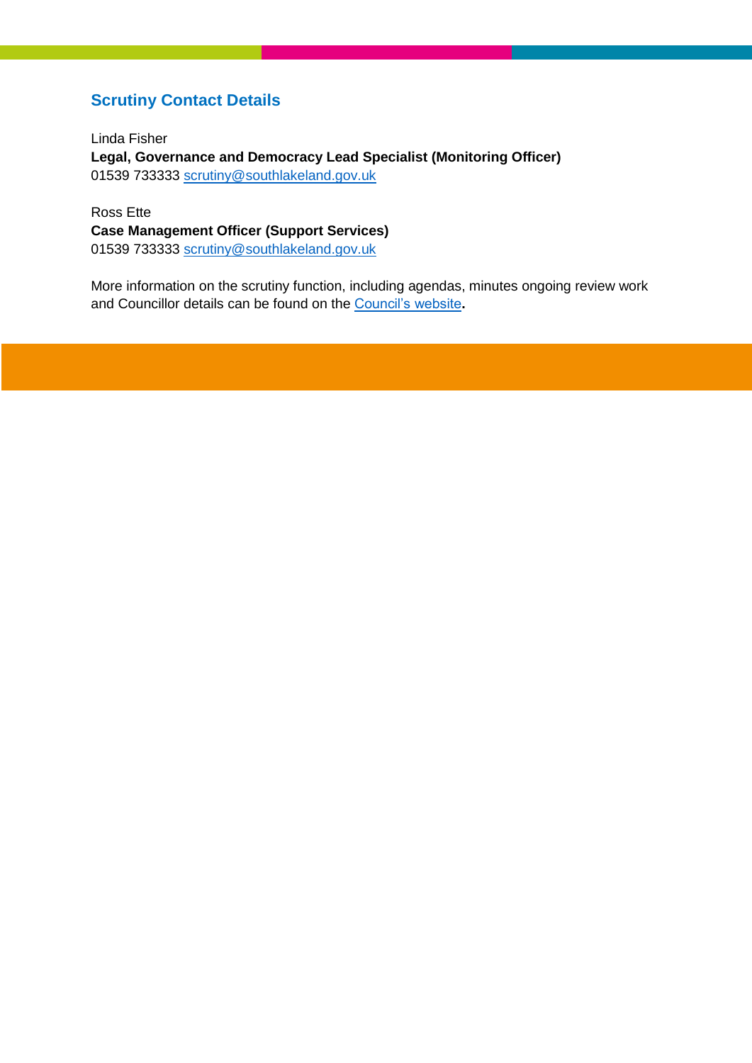## Scrutiny Contact Details

Linda Fisher
**Legal, Governance and Democracy Lead Specialist (Monitoring Officer)**
01539 733333 scrutiny@southlakeland.gov.uk

Ross Ette
**Case Management Officer (Support Services)**
01539 733333 scrutiny@southlakeland.gov.uk

More information on the scrutiny function, including agendas, minutes ongoing review work and Councillor details can be found on the Council's website**.**